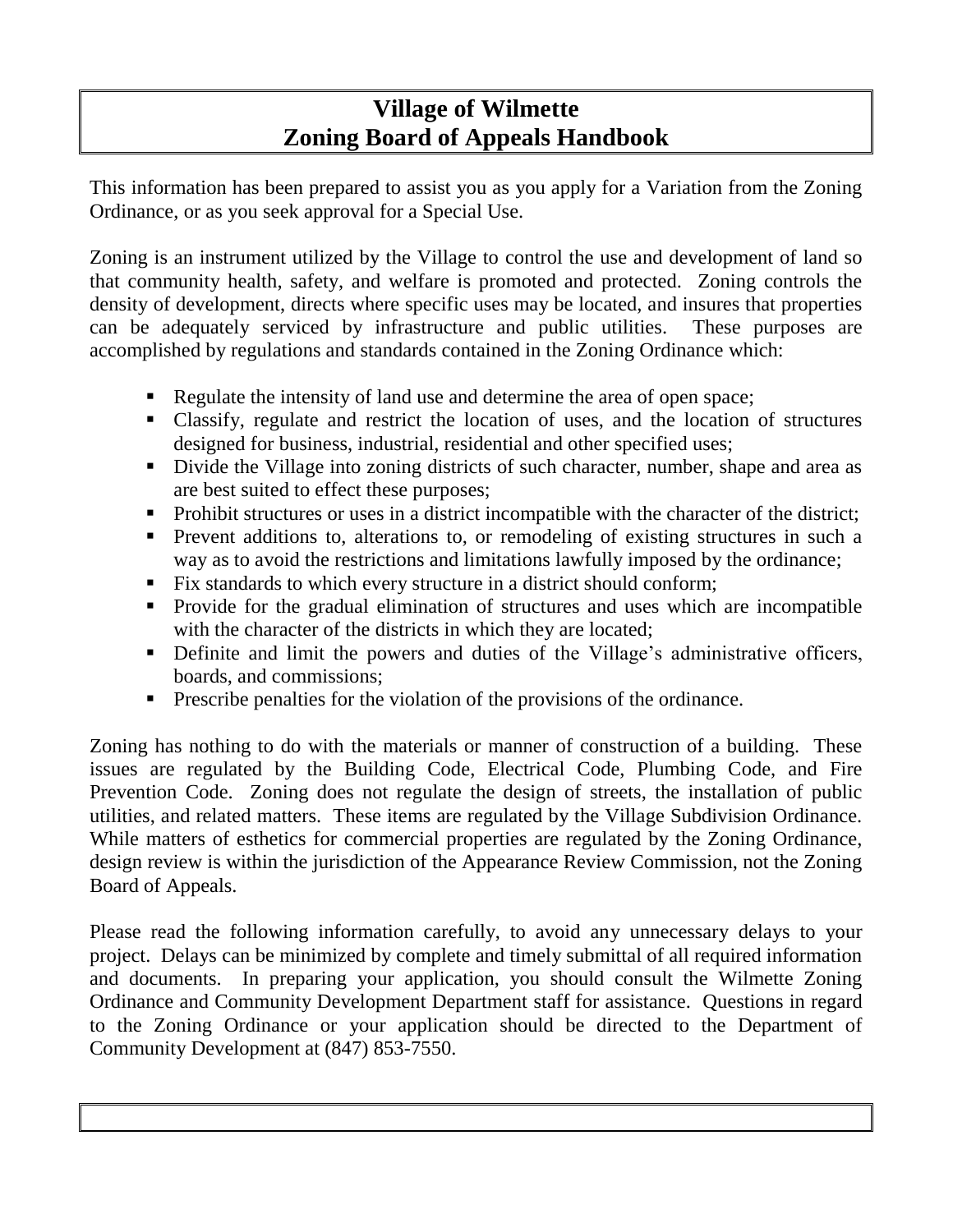# Village of Wilmette
# Zoning Board of Appeals Handbook

This information has been prepared to assist you as you apply for a Variation from the Zoning Ordinance, or as you seek approval for a Special Use.

Zoning is an instrument utilized by the Village to control the use and development of land so that community health, safety, and welfare is promoted and protected. Zoning controls the density of development, directs where specific uses may be located, and insures that properties can be adequately serviced by infrastructure and public utilities. These purposes are accomplished by regulations and standards contained in the Zoning Ordinance which:

- Regulate the intensity of land use and determine the area of open space;
- Classify, regulate and restrict the location of uses, and the location of structures designed for business, industrial, residential and other specified uses;
- Divide the Village into zoning districts of such character, number, shape and area as are best suited to effect these purposes;
- Prohibit structures or uses in a district incompatible with the character of the district;
- Prevent additions to, alterations to, or remodeling of existing structures in such a way as to avoid the restrictions and limitations lawfully imposed by the ordinance;
- Fix standards to which every structure in a district should conform;
- Provide for the gradual elimination of structures and uses which are incompatible with the character of the districts in which they are located;
- Definite and limit the powers and duties of the Village's administrative officers, boards, and commissions;
- Prescribe penalties for the violation of the provisions of the ordinance.

Zoning has nothing to do with the materials or manner of construction of a building. These issues are regulated by the Building Code, Electrical Code, Plumbing Code, and Fire Prevention Code. Zoning does not regulate the design of streets, the installation of public utilities, and related matters. These items are regulated by the Village Subdivision Ordinance. While matters of esthetics for commercial properties are regulated by the Zoning Ordinance, design review is within the jurisdiction of the Appearance Review Commission, not the Zoning Board of Appeals.

Please read the following information carefully, to avoid any unnecessary delays to your project. Delays can be minimized by complete and timely submittal of all required information and documents. In preparing your application, you should consult the Wilmette Zoning Ordinance and Community Development Department staff for assistance. Questions in regard to the Zoning Ordinance or your application should be directed to the Department of Community Development at (847) 853-7550.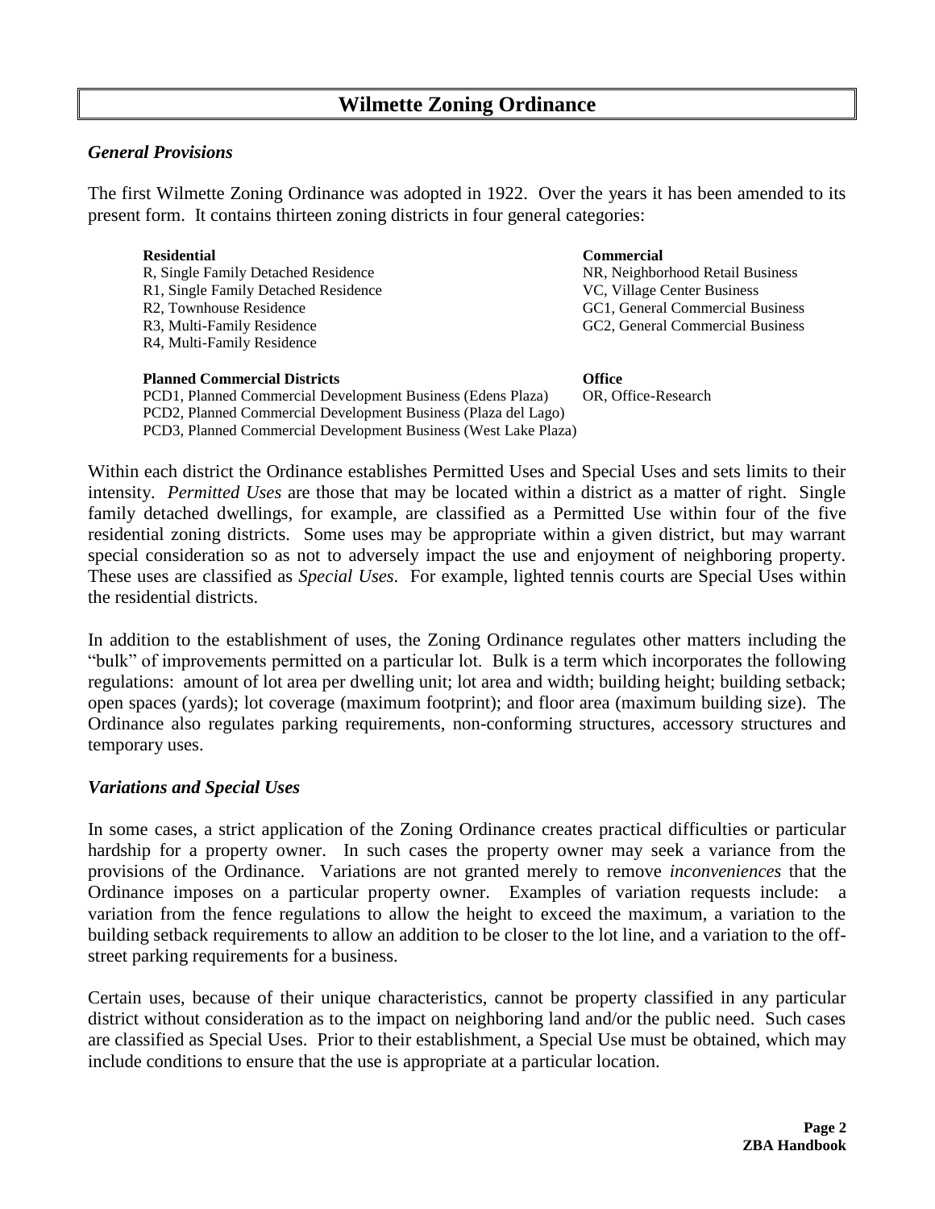# Wilmette Zoning Ordinance

### *General Provisions*

The first Wilmette Zoning Ordinance was adopted in 1922. Over the years it has been amended to its present form. It contains thirteen zoning districts in four general categories:

**Residential**
R, Single Family Detached Residence
R1, Single Family Detached Residence
R2, Townhouse Residence
R3, Multi-Family Residence
R4, Multi-Family Residence

**Commercial**
NR, Neighborhood Retail Business
VC, Village Center Business
GC1, General Commercial Business
GC2, General Commercial Business

**Planned Commercial Districts**
PCD1, Planned Commercial Development Business (Edens Plaza)
PCD2, Planned Commercial Development Business (Plaza del Lago)
PCD3, Planned Commercial Development Business (West Lake Plaza)

**Office**
OR, Office-Research

Within each district the Ordinance establishes Permitted Uses and Special Uses and sets limits to their intensity. *Permitted Uses* are those that may be located within a district as a matter of right. Single family detached dwellings, for example, are classified as a Permitted Use within four of the five residential zoning districts. Some uses may be appropriate within a given district, but may warrant special consideration so as not to adversely impact the use and enjoyment of neighboring property. These uses are classified as *Special Uses*. For example, lighted tennis courts are Special Uses within the residential districts.

In addition to the establishment of uses, the Zoning Ordinance regulates other matters including the "bulk" of improvements permitted on a particular lot. Bulk is a term which incorporates the following regulations: amount of lot area per dwelling unit; lot area and width; building height; building setback; open spaces (yards); lot coverage (maximum footprint); and floor area (maximum building size). The Ordinance also regulates parking requirements, non-conforming structures, accessory structures and temporary uses.

### *Variations and Special Uses*

In some cases, a strict application of the Zoning Ordinance creates practical difficulties or particular hardship for a property owner. In such cases the property owner may seek a variance from the provisions of the Ordinance. Variations are not granted merely to remove *inconveniences* that the Ordinance imposes on a particular property owner. Examples of variation requests include: a variation from the fence regulations to allow the height to exceed the maximum, a variation to the building setback requirements to allow an addition to be closer to the lot line, and a variation to the off-street parking requirements for a business.

Certain uses, because of their unique characteristics, cannot be property classified in any particular district without consideration as to the impact on neighboring land and/or the public need. Such cases are classified as Special Uses. Prior to their establishment, a Special Use must be obtained, which may include conditions to ensure that the use is appropriate at a particular location.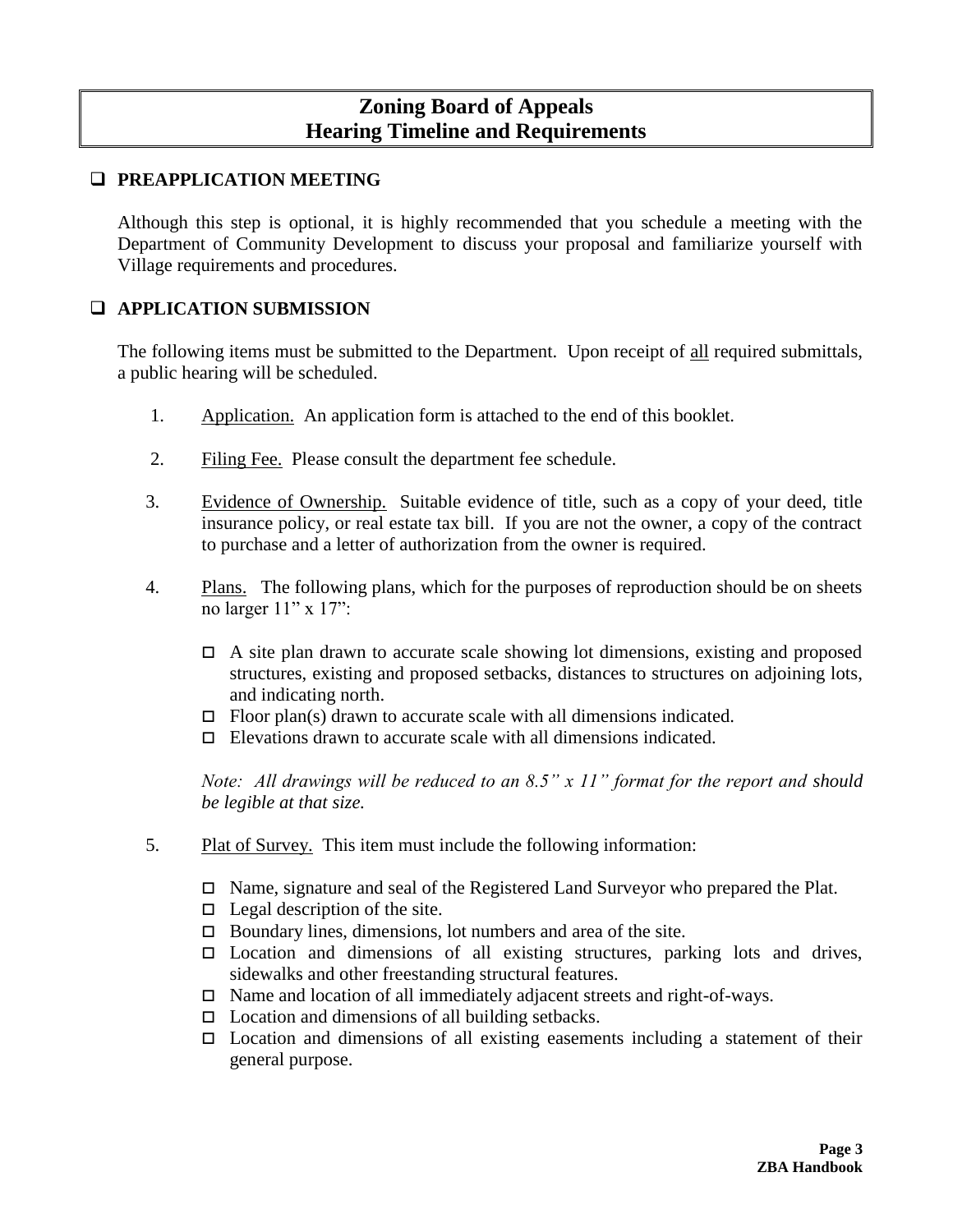# Zoning Board of Appeals
# Hearing Timeline and Requirements

## ❑ PREAPPLICATION MEETING

Although this step is optional, it is highly recommended that you schedule a meeting with the Department of Community Development to discuss your proposal and familiarize yourself with Village requirements and procedures.

## ❑ APPLICATION SUBMISSION

The following items must be submitted to the Department. Upon receipt of <u>all</u> required submittals, a public hearing will be scheduled.

1. <u>Application.</u> An application form is attached to the end of this booklet.

2. <u>Filing Fee.</u> Please consult the department fee schedule.

3. <u>Evidence of Ownership.</u> Suitable evidence of title, such as a copy of your deed, title insurance policy, or real estate tax bill. If you are not the owner, a copy of the contract to purchase and a letter of authorization from the owner is required.

4. <u>Plans.</u> The following plans, which for the purposes of reproduction should be on sheets no larger 11" x 17":

   - ☐ A site plan drawn to accurate scale showing lot dimensions, existing and proposed structures, existing and proposed setbacks, distances to structures on adjoining lots, and indicating north.
   - ☐ Floor plan(s) drawn to accurate scale with all dimensions indicated.
   - ☐ Elevations drawn to accurate scale with all dimensions indicated.

   *Note: All drawings will be reduced to an 8.5" x 11" format for the report and should be legible at that size.*

5. <u>Plat of Survey.</u> This item must include the following information:

   - ☐ Name, signature and seal of the Registered Land Surveyor who prepared the Plat.
   - ☐ Legal description of the site.
   - ☐ Boundary lines, dimensions, lot numbers and area of the site.
   - ☐ Location and dimensions of all existing structures, parking lots and drives, sidewalks and other freestanding structural features.
   - ☐ Name and location of all immediately adjacent streets and right-of-ways.
   - ☐ Location and dimensions of all building setbacks.
   - ☐ Location and dimensions of all existing easements including a statement of their general purpose.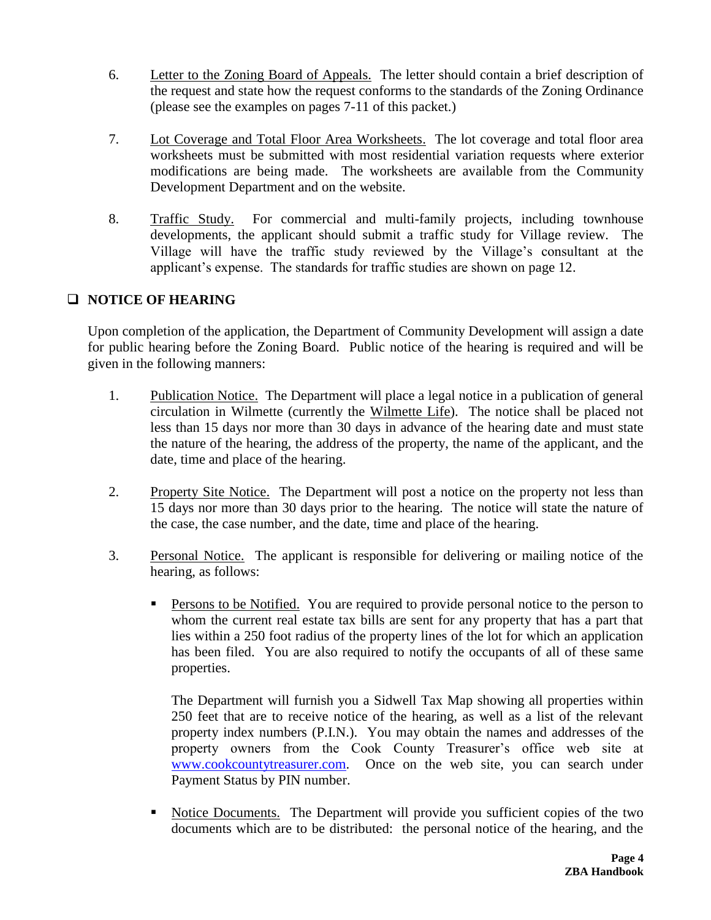6. Letter to the Zoning Board of Appeals. The letter should contain a brief description of the request and state how the request conforms to the standards of the Zoning Ordinance (please see the examples on pages 7-11 of this packet.)

7. Lot Coverage and Total Floor Area Worksheets. The lot coverage and total floor area worksheets must be submitted with most residential variation requests where exterior modifications are being made. The worksheets are available from the Community Development Department and on the website.

8. Traffic Study. For commercial and multi-family projects, including townhouse developments, the applicant should submit a traffic study for Village review. The Village will have the traffic study reviewed by the Village's consultant at the applicant's expense. The standards for traffic studies are shown on page 12.

## ❑ NOTICE OF HEARING

Upon completion of the application, the Department of Community Development will assign a date for public hearing before the Zoning Board. Public notice of the hearing is required and will be given in the following manners:

1. Publication Notice. The Department will place a legal notice in a publication of general circulation in Wilmette (currently the Wilmette Life). The notice shall be placed not less than 15 days nor more than 30 days in advance of the hearing date and must state the nature of the hearing, the address of the property, the name of the applicant, and the date, time and place of the hearing.

2. Property Site Notice. The Department will post a notice on the property not less than 15 days nor more than 30 days prior to the hearing. The notice will state the nature of the case, the case number, and the date, time and place of the hearing.

3. Personal Notice. The applicant is responsible for delivering or mailing notice of the hearing, as follows:

   - Persons to be Notified. You are required to provide personal notice to the person to whom the current real estate tax bills are sent for any property that has a part that lies within a 250 foot radius of the property lines of the lot for which an application has been filed. You are also required to notify the occupants of all of these same properties.

     The Department will furnish you a Sidwell Tax Map showing all properties within 250 feet that are to receive notice of the hearing, as well as a list of the relevant property index numbers (P.I.N.). You may obtain the names and addresses of the property owners from the Cook County Treasurer's office web site at www.cookcountytreasurer.com. Once on the web site, you can search under Payment Status by PIN number.

   - Notice Documents. The Department will provide you sufficient copies of the two documents which are to be distributed: the personal notice of the hearing, and the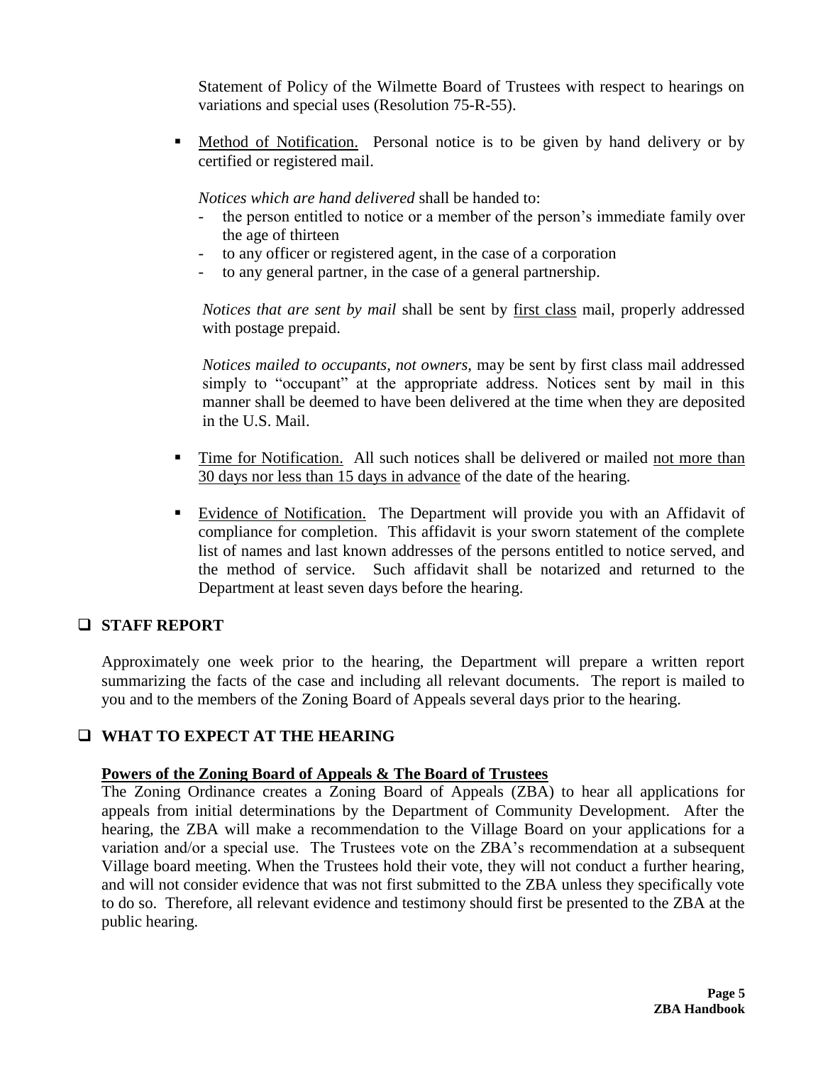Statement of Policy of the Wilmette Board of Trustees with respect to hearings on variations and special uses (Resolution 75-R-55).

- Method of Notification. Personal notice is to be given by hand delivery or by certified or registered mail.

  *Notices which are hand delivered* shall be handed to:
  - the person entitled to notice or a member of the person's immediate family over the age of thirteen
  - to any officer or registered agent, in the case of a corporation
  - to any general partner, in the case of a general partnership.

  *Notices that are sent by mail* shall be sent by first class mail, properly addressed with postage prepaid.

  *Notices mailed to occupants, not owners,* may be sent by first class mail addressed simply to "occupant" at the appropriate address. Notices sent by mail in this manner shall be deemed to have been delivered at the time when they are deposited in the U.S. Mail.

- Time for Notification. All such notices shall be delivered or mailed not more than 30 days nor less than 15 days in advance of the date of the hearing.

- Evidence of Notification. The Department will provide you with an Affidavit of compliance for completion. This affidavit is your sworn statement of the complete list of names and last known addresses of the persons entitled to notice served, and the method of service. Such affidavit shall be notarized and returned to the Department at least seven days before the hearing.

## ❑ STAFF REPORT

Approximately one week prior to the hearing, the Department will prepare a written report summarizing the facts of the case and including all relevant documents. The report is mailed to you and to the members of the Zoning Board of Appeals several days prior to the hearing.

## ❑ WHAT TO EXPECT AT THE HEARING

**Powers of the Zoning Board of Appeals & The Board of Trustees**

The Zoning Ordinance creates a Zoning Board of Appeals (ZBA) to hear all applications for appeals from initial determinations by the Department of Community Development. After the hearing, the ZBA will make a recommendation to the Village Board on your applications for a variation and/or a special use. The Trustees vote on the ZBA's recommendation at a subsequent Village board meeting. When the Trustees hold their vote, they will not conduct a further hearing, and will not consider evidence that was not first submitted to the ZBA unless they specifically vote to do so. Therefore, all relevant evidence and testimony should first be presented to the ZBA at the public hearing.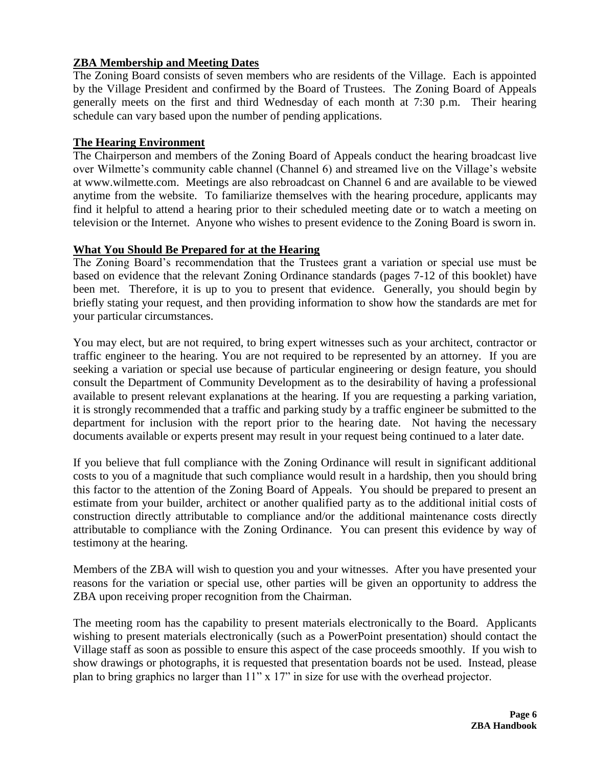## ZBA Membership and Meeting Dates

The Zoning Board consists of seven members who are residents of the Village. Each is appointed by the Village President and confirmed by the Board of Trustees. The Zoning Board of Appeals generally meets on the first and third Wednesday of each month at 7:30 p.m. Their hearing schedule can vary based upon the number of pending applications.

## The Hearing Environment

The Chairperson and members of the Zoning Board of Appeals conduct the hearing broadcast live over Wilmette's community cable channel (Channel 6) and streamed live on the Village's website at www.wilmette.com. Meetings are also rebroadcast on Channel 6 and are available to be viewed anytime from the website. To familiarize themselves with the hearing procedure, applicants may find it helpful to attend a hearing prior to their scheduled meeting date or to watch a meeting on television or the Internet. Anyone who wishes to present evidence to the Zoning Board is sworn in.

## What You Should Be Prepared for at the Hearing

The Zoning Board's recommendation that the Trustees grant a variation or special use must be based on evidence that the relevant Zoning Ordinance standards (pages 7-12 of this booklet) have been met. Therefore, it is up to you to present that evidence. Generally, you should begin by briefly stating your request, and then providing information to show how the standards are met for your particular circumstances.

You may elect, but are not required, to bring expert witnesses such as your architect, contractor or traffic engineer to the hearing. You are not required to be represented by an attorney. If you are seeking a variation or special use because of particular engineering or design feature, you should consult the Department of Community Development as to the desirability of having a professional available to present relevant explanations at the hearing. If you are requesting a parking variation, it is strongly recommended that a traffic and parking study by a traffic engineer be submitted to the department for inclusion with the report prior to the hearing date. Not having the necessary documents available or experts present may result in your request being continued to a later date.

If you believe that full compliance with the Zoning Ordinance will result in significant additional costs to you of a magnitude that such compliance would result in a hardship, then you should bring this factor to the attention of the Zoning Board of Appeals. You should be prepared to present an estimate from your builder, architect or another qualified party as to the additional initial costs of construction directly attributable to compliance and/or the additional maintenance costs directly attributable to compliance with the Zoning Ordinance. You can present this evidence by way of testimony at the hearing.

Members of the ZBA will wish to question you and your witnesses. After you have presented your reasons for the variation or special use, other parties will be given an opportunity to address the ZBA upon receiving proper recognition from the Chairman.

The meeting room has the capability to present materials electronically to the Board. Applicants wishing to present materials electronically (such as a PowerPoint presentation) should contact the Village staff as soon as possible to ensure this aspect of the case proceeds smoothly. If you wish to show drawings or photographs, it is requested that presentation boards not be used. Instead, please plan to bring graphics no larger than 11" x 17" in size for use with the overhead projector.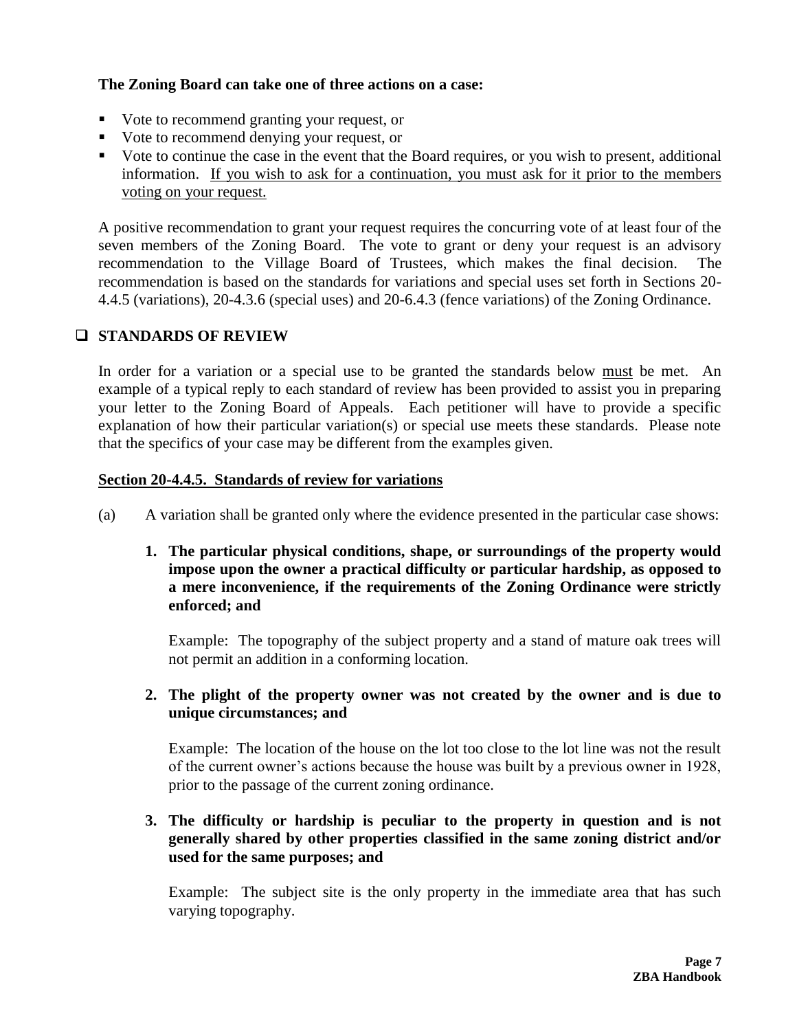**The Zoning Board can take one of three actions on a case:**

- Vote to recommend granting your request, or
- Vote to recommend denying your request, or
- Vote to continue the case in the event that the Board requires, or you wish to present, additional information. <u>If you wish to ask for a continuation, you must ask for it prior to the members voting on your request.</u>

A positive recommendation to grant your request requires the concurring vote of at least four of the seven members of the Zoning Board. The vote to grant or deny your request is an advisory recommendation to the Village Board of Trustees, which makes the final decision. The recommendation is based on the standards for variations and special uses set forth in Sections 20-4.4.5 (variations), 20-4.3.6 (special uses) and 20-6.4.3 (fence variations) of the Zoning Ordinance.

## STANDARDS OF REVIEW

In order for a variation or a special use to be granted the standards below <u>must</u> be met. An example of a typical reply to each standard of review has been provided to assist you in preparing your letter to the Zoning Board of Appeals. Each petitioner will have to provide a specific explanation of how their particular variation(s) or special use meets these standards. Please note that the specifics of your case may be different from the examples given.

### <u>Section 20-4.4.5. Standards of review for variations</u>

(a) A variation shall be granted only where the evidence presented in the particular case shows:

1. **The particular physical conditions, shape, or surroundings of the property would impose upon the owner a practical difficulty or particular hardship, as opposed to a mere inconvenience, if the requirements of the Zoning Ordinance were strictly enforced; and**

   Example: The topography of the subject property and a stand of mature oak trees will not permit an addition in a conforming location.

2. **The plight of the property owner was not created by the owner and is due to unique circumstances; and**

   Example: The location of the house on the lot too close to the lot line was not the result of the current owner's actions because the house was built by a previous owner in 1928, prior to the passage of the current zoning ordinance.

3. **The difficulty or hardship is peculiar to the property in question and is not generally shared by other properties classified in the same zoning district and/or used for the same purposes; and**

   Example: The subject site is the only property in the immediate area that has such varying topography.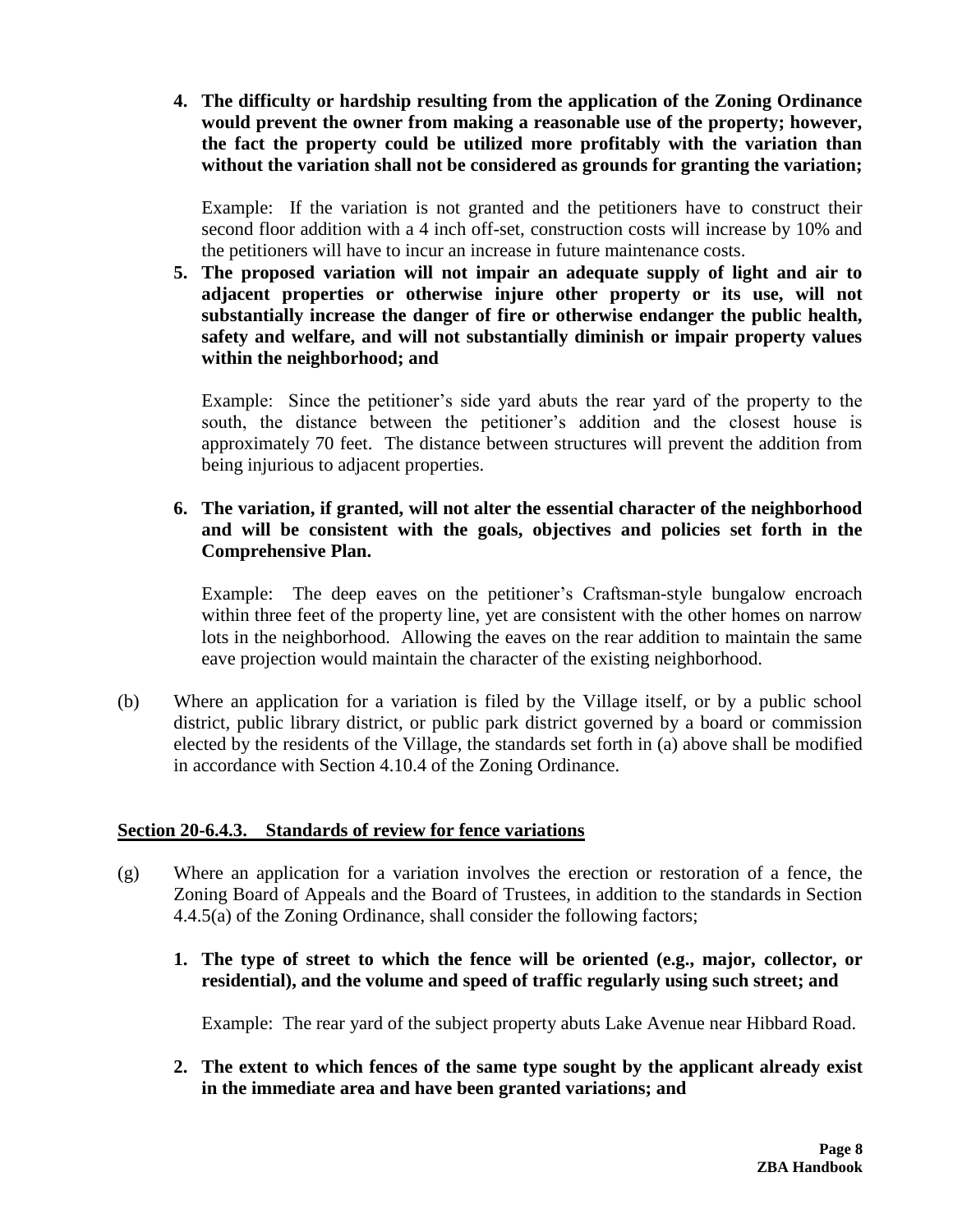4. **The difficulty or hardship resulting from the application of the Zoning Ordinance would prevent the owner from making a reasonable use of the property; however, the fact the property could be utilized more profitably with the variation than without the variation shall not be considered as grounds for granting the variation;**

   Example: If the variation is not granted and the petitioners have to construct their second floor addition with a 4 inch off-set, construction costs will increase by 10% and the petitioners will have to incur an increase in future maintenance costs.

5. **The proposed variation will not impair an adequate supply of light and air to adjacent properties or otherwise injure other property or its use, will not substantially increase the danger of fire or otherwise endanger the public health, safety and welfare, and will not substantially diminish or impair property values within the neighborhood; and**

   Example: Since the petitioner's side yard abuts the rear yard of the property to the south, the distance between the petitioner's addition and the closest house is approximately 70 feet. The distance between structures will prevent the addition from being injurious to adjacent properties.

6. **The variation, if granted, will not alter the essential character of the neighborhood and will be consistent with the goals, objectives and policies set forth in the Comprehensive Plan.**

   Example: The deep eaves on the petitioner's Craftsman-style bungalow encroach within three feet of the property line, yet are consistent with the other homes on narrow lots in the neighborhood. Allowing the eaves on the rear addition to maintain the same eave projection would maintain the character of the existing neighborhood.

(b) Where an application for a variation is filed by the Village itself, or by a public school district, public library district, or public park district governed by a board or commission elected by the residents of the Village, the standards set forth in (a) above shall be modified in accordance with Section 4.10.4 of the Zoning Ordinance.

**Section 20-6.4.3. Standards of review for fence variations**

(g) Where an application for a variation involves the erection or restoration of a fence, the Zoning Board of Appeals and the Board of Trustees, in addition to the standards in Section 4.4.5(a) of the Zoning Ordinance, shall consider the following factors;

1. **The type of street to which the fence will be oriented (e.g., major, collector, or residential), and the volume and speed of traffic regularly using such street; and**

   Example: The rear yard of the subject property abuts Lake Avenue near Hibbard Road.

2. **The extent to which fences of the same type sought by the applicant already exist in the immediate area and have been granted variations; and**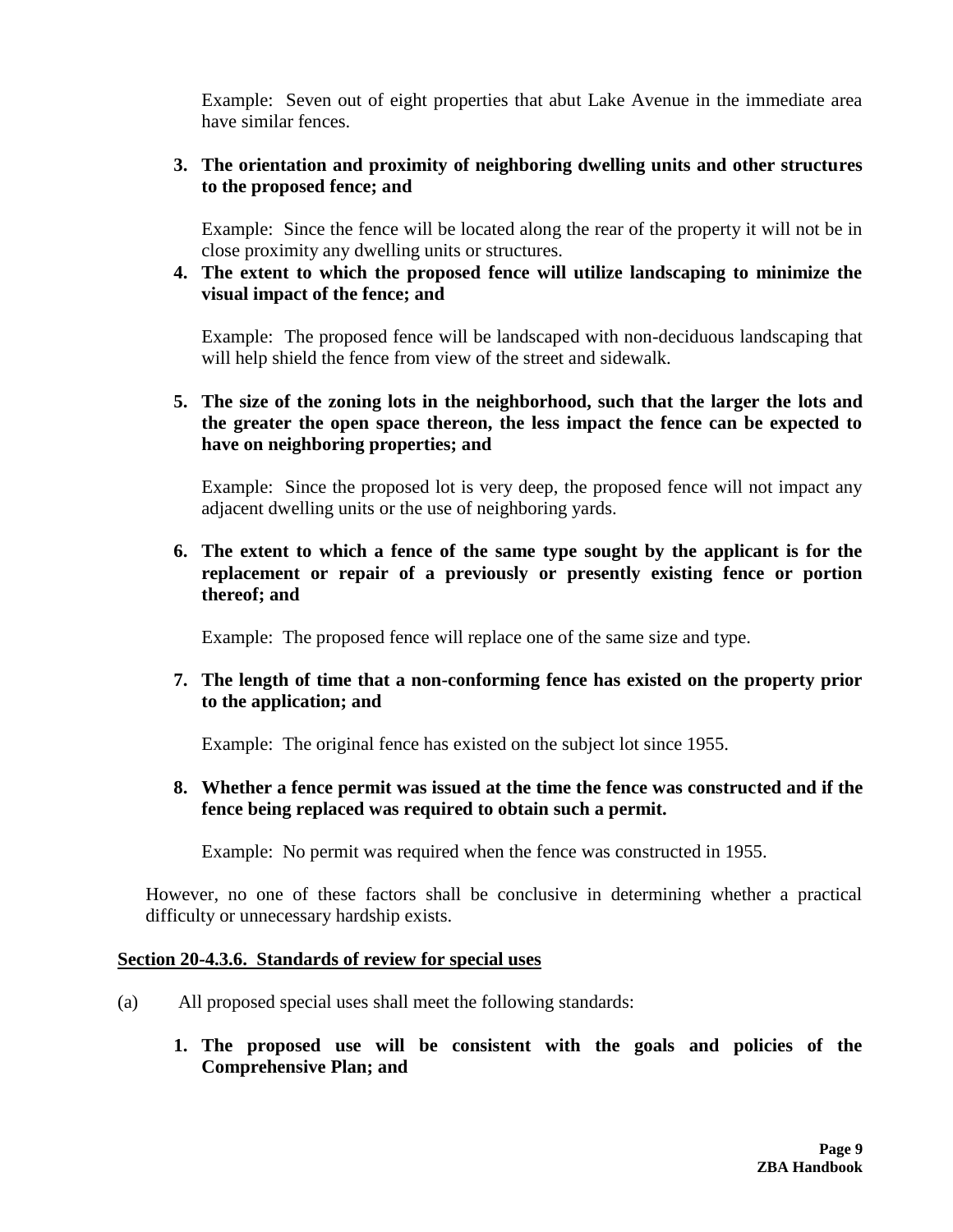Example: Seven out of eight properties that abut Lake Avenue in the immediate area have similar fences.

3. **The orientation and proximity of neighboring dwelling units and other structures to the proposed fence; and**

   Example: Since the fence will be located along the rear of the property it will not be in close proximity any dwelling units or structures.

4. **The extent to which the proposed fence will utilize landscaping to minimize the visual impact of the fence; and**

   Example: The proposed fence will be landscaped with non-deciduous landscaping that will help shield the fence from view of the street and sidewalk.

5. **The size of the zoning lots in the neighborhood, such that the larger the lots and the greater the open space thereon, the less impact the fence can be expected to have on neighboring properties; and**

   Example: Since the proposed lot is very deep, the proposed fence will not impact any adjacent dwelling units or the use of neighboring yards.

6. **The extent to which a fence of the same type sought by the applicant is for the replacement or repair of a previously or presently existing fence or portion thereof; and**

   Example: The proposed fence will replace one of the same size and type.

7. **The length of time that a non-conforming fence has existed on the property prior to the application; and**

   Example: The original fence has existed on the subject lot since 1955.

8. **Whether a fence permit was issued at the time the fence was constructed and if the fence being replaced was required to obtain such a permit.**

   Example: No permit was required when the fence was constructed in 1955.

However, no one of these factors shall be conclusive in determining whether a practical difficulty or unnecessary hardship exists.

<u>**Section 20-4.3.6. Standards of review for special uses**</u>

(a) All proposed special uses shall meet the following standards:

1. **The proposed use will be consistent with the goals and policies of the Comprehensive Plan; and**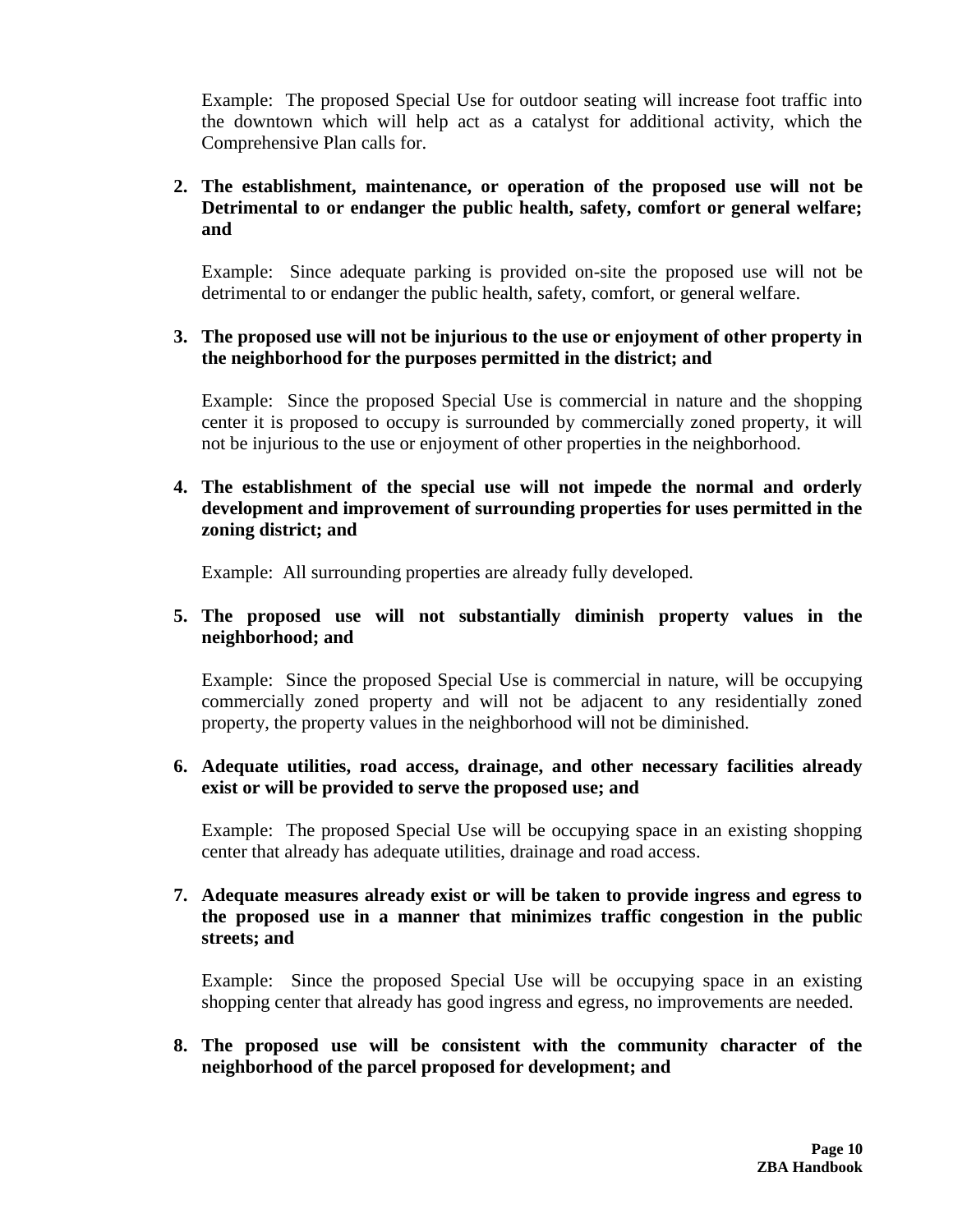Example: The proposed Special Use for outdoor seating will increase foot traffic into the downtown which will help act as a catalyst for additional activity, which the Comprehensive Plan calls for.

2. **The establishment, maintenance, or operation of the proposed use will not be Detrimental to or endanger the public health, safety, comfort or general welfare; and**

   Example: Since adequate parking is provided on-site the proposed use will not be detrimental to or endanger the public health, safety, comfort, or general welfare.

3. **The proposed use will not be injurious to the use or enjoyment of other property in the neighborhood for the purposes permitted in the district; and**

   Example: Since the proposed Special Use is commercial in nature and the shopping center it is proposed to occupy is surrounded by commercially zoned property, it will not be injurious to the use or enjoyment of other properties in the neighborhood.

4. **The establishment of the special use will not impede the normal and orderly development and improvement of surrounding properties for uses permitted in the zoning district; and**

   Example: All surrounding properties are already fully developed.

5. **The proposed use will not substantially diminish property values in the neighborhood; and**

   Example: Since the proposed Special Use is commercial in nature, will be occupying commercially zoned property and will not be adjacent to any residentially zoned property, the property values in the neighborhood will not be diminished.

6. **Adequate utilities, road access, drainage, and other necessary facilities already exist or will be provided to serve the proposed use; and**

   Example: The proposed Special Use will be occupying space in an existing shopping center that already has adequate utilities, drainage and road access.

7. **Adequate measures already exist or will be taken to provide ingress and egress to the proposed use in a manner that minimizes traffic congestion in the public streets; and**

   Example: Since the proposed Special Use will be occupying space in an existing shopping center that already has good ingress and egress, no improvements are needed.

8. **The proposed use will be consistent with the community character of the neighborhood of the parcel proposed for development; and**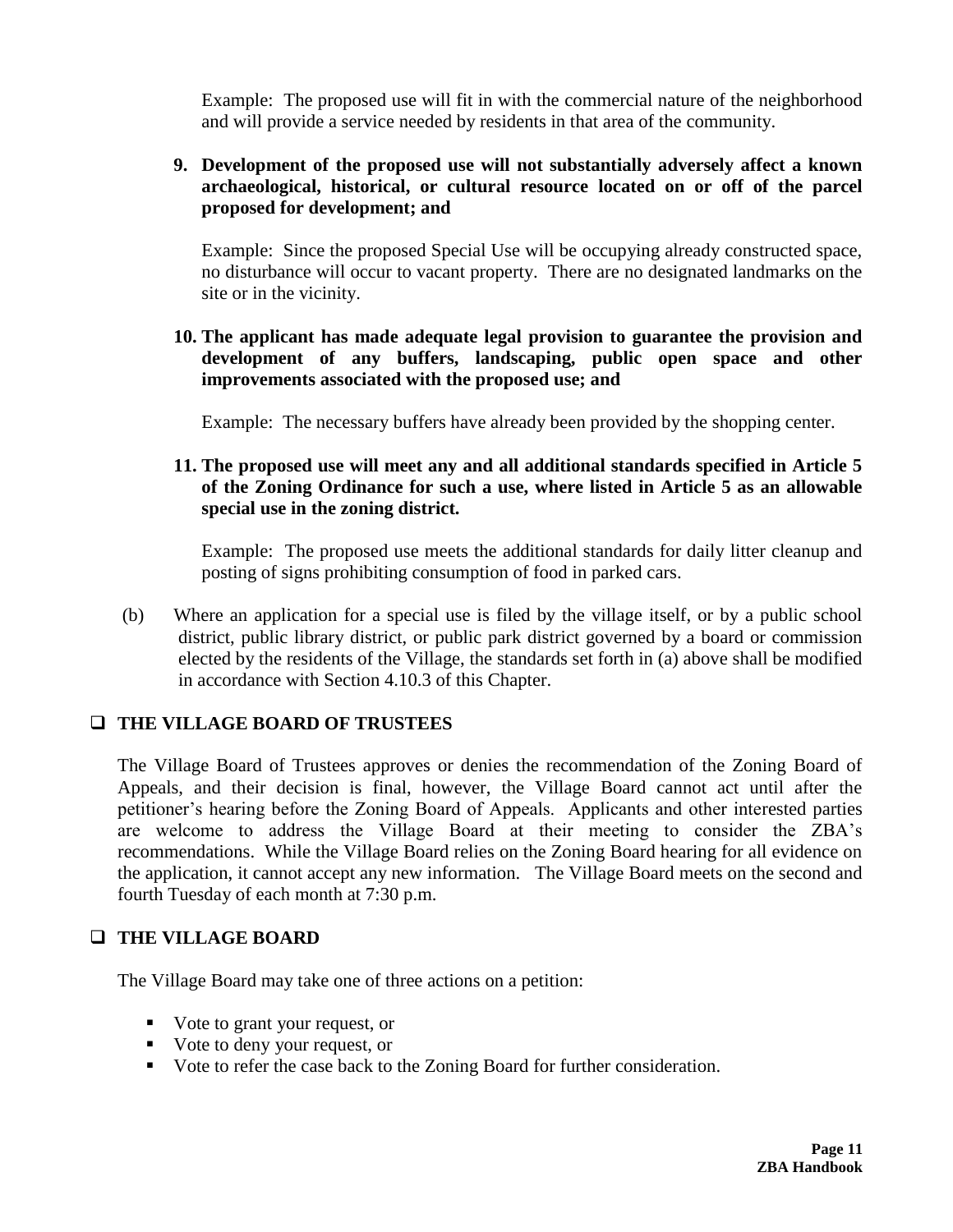Example: The proposed use will fit in with the commercial nature of the neighborhood and will provide a service needed by residents in that area of the community.

9. **Development of the proposed use will not substantially adversely affect a known archaeological, historical, or cultural resource located on or off of the parcel proposed for development; and**

   Example: Since the proposed Special Use will be occupying already constructed space, no disturbance will occur to vacant property. There are no designated landmarks on the site or in the vicinity.

10. **The applicant has made adequate legal provision to guarantee the provision and development of any buffers, landscaping, public open space and other improvements associated with the proposed use; and**

    Example: The necessary buffers have already been provided by the shopping center.

11. **The proposed use will meet any and all additional standards specified in Article 5 of the Zoning Ordinance for such a use, where listed in Article 5 as an allowable special use in the zoning district.**

    Example: The proposed use meets the additional standards for daily litter cleanup and posting of signs prohibiting consumption of food in parked cars.

(b) Where an application for a special use is filed by the village itself, or by a public school district, public library district, or public park district governed by a board or commission elected by the residents of the Village, the standards set forth in (a) above shall be modified in accordance with Section 4.10.3 of this Chapter.

## ❑ THE VILLAGE BOARD OF TRUSTEES

The Village Board of Trustees approves or denies the recommendation of the Zoning Board of Appeals, and their decision is final, however, the Village Board cannot act until after the petitioner's hearing before the Zoning Board of Appeals. Applicants and other interested parties are welcome to address the Village Board at their meeting to consider the ZBA's recommendations. While the Village Board relies on the Zoning Board hearing for all evidence on the application, it cannot accept any new information. The Village Board meets on the second and fourth Tuesday of each month at 7:30 p.m.

## ❑ THE VILLAGE BOARD

The Village Board may take one of three actions on a petition:

- Vote to grant your request, or
- Vote to deny your request, or
- Vote to refer the case back to the Zoning Board for further consideration.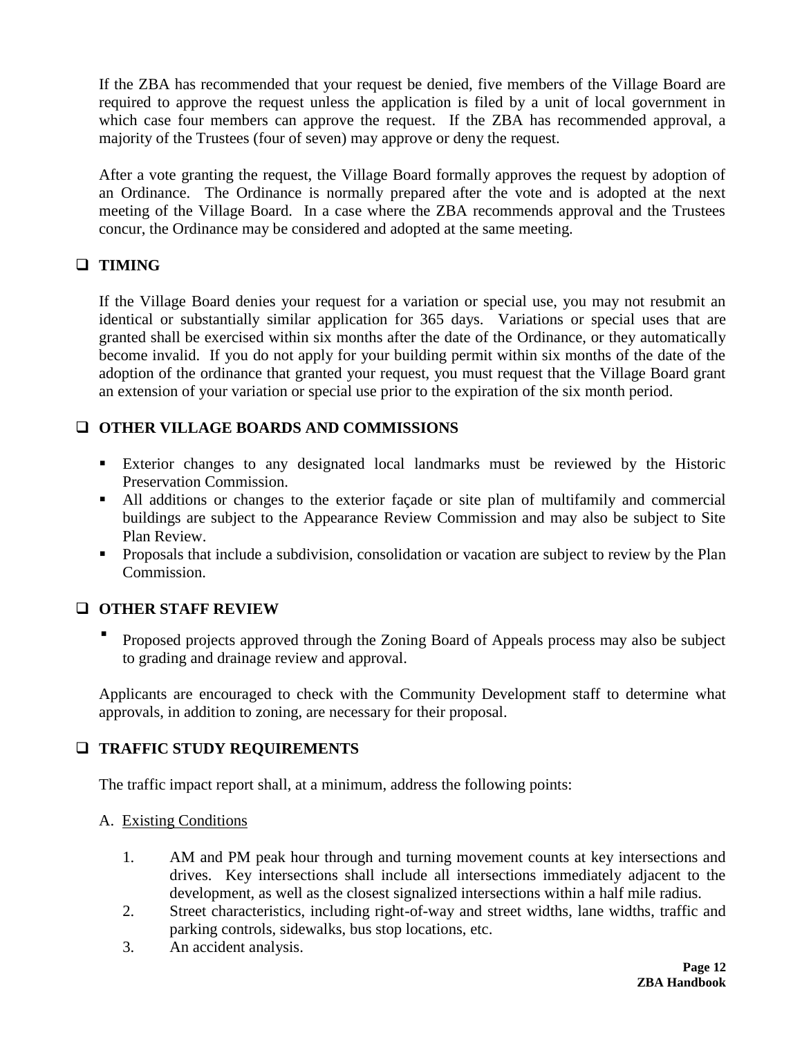If the ZBA has recommended that your request be denied, five members of the Village Board are required to approve the request unless the application is filed by a unit of local government in which case four members can approve the request. If the ZBA has recommended approval, a majority of the Trustees (four of seven) may approve or deny the request.

After a vote granting the request, the Village Board formally approves the request by adoption of an Ordinance. The Ordinance is normally prepared after the vote and is adopted at the next meeting of the Village Board. In a case where the ZBA recommends approval and the Trustees concur, the Ordinance may be considered and adopted at the same meeting.

## ❑ TIMING

If the Village Board denies your request for a variation or special use, you may not resubmit an identical or substantially similar application for 365 days. Variations or special uses that are granted shall be exercised within six months after the date of the Ordinance, or they automatically become invalid. If you do not apply for your building permit within six months of the date of the adoption of the ordinance that granted your request, you must request that the Village Board grant an extension of your variation or special use prior to the expiration of the six month period.

## ❑ OTHER VILLAGE BOARDS AND COMMISSIONS

- Exterior changes to any designated local landmarks must be reviewed by the Historic Preservation Commission.
- All additions or changes to the exterior façade or site plan of multifamily and commercial buildings are subject to the Appearance Review Commission and may also be subject to Site Plan Review.
- Proposals that include a subdivision, consolidation or vacation are subject to review by the Plan Commission.

## ❑ OTHER STAFF REVIEW

- Proposed projects approved through the Zoning Board of Appeals process may also be subject to grading and drainage review and approval.

Applicants are encouraged to check with the Community Development staff to determine what approvals, in addition to zoning, are necessary for their proposal.

## ❑ TRAFFIC STUDY REQUIREMENTS

The traffic impact report shall, at a minimum, address the following points:

A. Existing Conditions

1. AM and PM peak hour through and turning movement counts at key intersections and drives. Key intersections shall include all intersections immediately adjacent to the development, as well as the closest signalized intersections within a half mile radius.
2. Street characteristics, including right-of-way and street widths, lane widths, traffic and parking controls, sidewalks, bus stop locations, etc.
3. An accident analysis.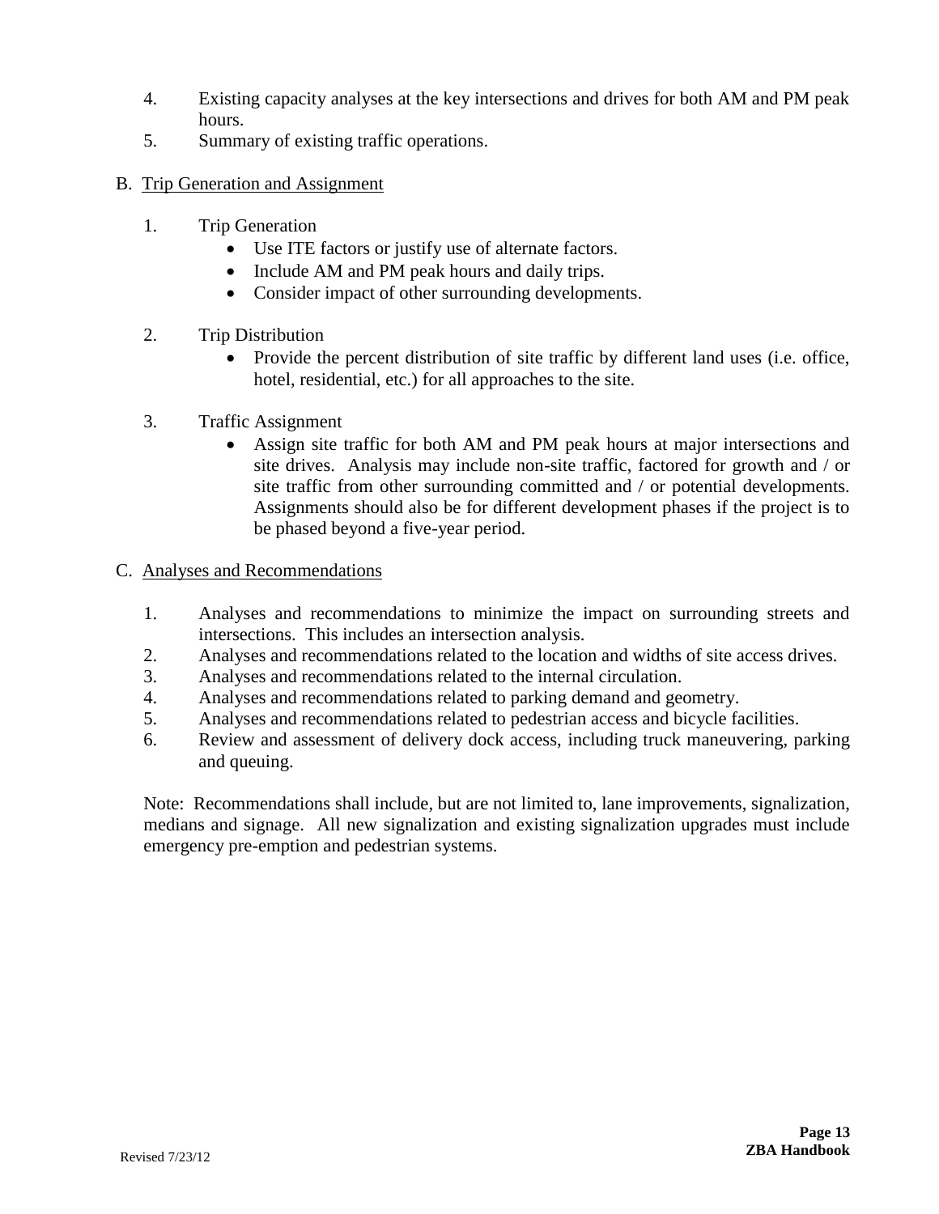4. Existing capacity analyses at the key intersections and drives for both AM and PM peak hours.
5. Summary of existing traffic operations.

B. <u>Trip Generation and Assignment</u>

1. Trip Generation
    - Use ITE factors or justify use of alternate factors.
    - Include AM and PM peak hours and daily trips.
    - Consider impact of other surrounding developments.

2. Trip Distribution
    - Provide the percent distribution of site traffic by different land uses (i.e. office, hotel, residential, etc.) for all approaches to the site.

3. Traffic Assignment
    - Assign site traffic for both AM and PM peak hours at major intersections and site drives. Analysis may include non-site traffic, factored for growth and / or site traffic from other surrounding committed and / or potential developments. Assignments should also be for different development phases if the project is to be phased beyond a five-year period.

C. <u>Analyses and Recommendations</u>

1. Analyses and recommendations to minimize the impact on surrounding streets and intersections. This includes an intersection analysis.
2. Analyses and recommendations related to the location and widths of site access drives.
3. Analyses and recommendations related to the internal circulation.
4. Analyses and recommendations related to parking demand and geometry.
5. Analyses and recommendations related to pedestrian access and bicycle facilities.
6. Review and assessment of delivery dock access, including truck maneuvering, parking and queuing.

Note: Recommendations shall include, but are not limited to, lane improvements, signalization, medians and signage. All new signalization and existing signalization upgrades must include emergency pre-emption and pedestrian systems.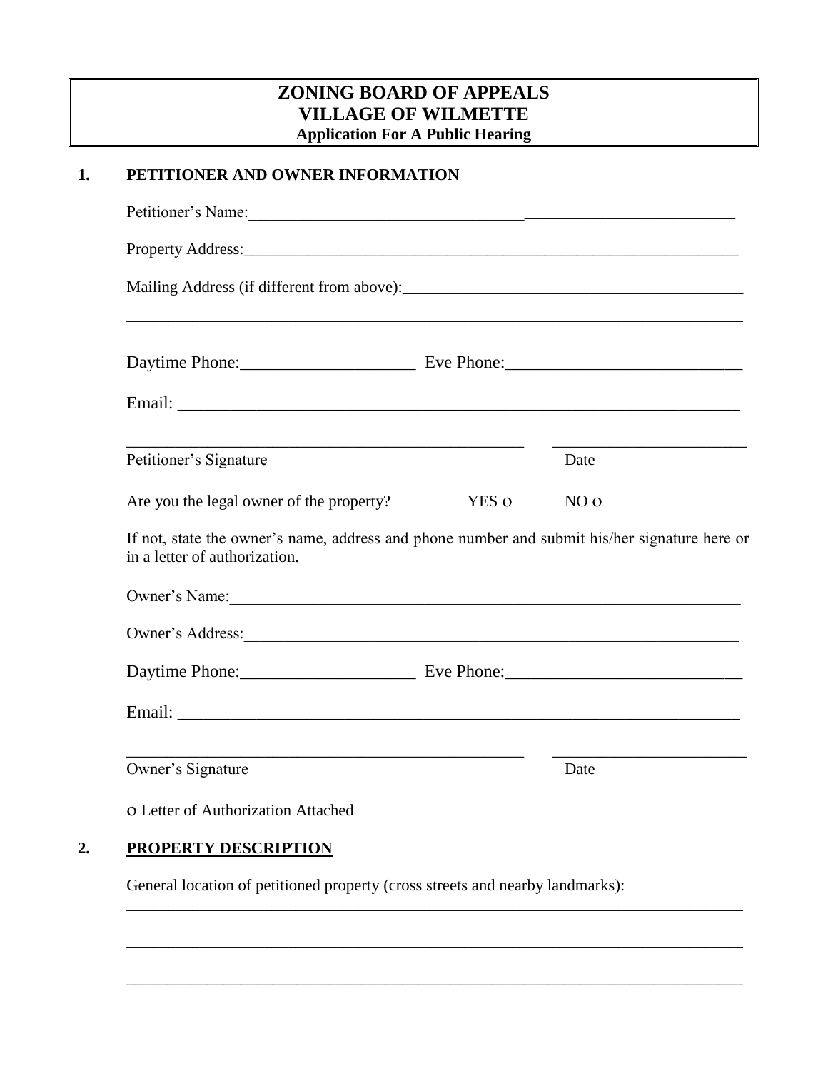# ZONING BOARD OF APPEALS
# VILLAGE OF WILMETTE
### Application For A Public Hearing

## 1. PETITIONER AND OWNER INFORMATION

Petitioner's Name:_____________________________________________________________

Property Address:______________________________________________________________

Mailing Address (if different from above):_____________________________________________

_____________________________________________________________________________

Daytime Phone:____________________ Eve Phone:___________________________

Email: ______________________________________________________________________

_____________________________________________ _______________________

Petitioner's Signature Date

Are you the legal owner of the property? YES o NO o

If not, state the owner's name, address and phone number and submit his/her signature here or in a letter of authorization.

Owner's Name:________________________________________________________________

Owner's Address:______________________________________________________________

Daytime Phone:____________________ Eve Phone:___________________________

Email: ______________________________________________________________________

_____________________________________________ _______________________

Owner's Signature Date

o Letter of Authorization Attached

## 2. PROPERTY DESCRIPTION

General location of petitioned property (cross streets and nearby landmarks):

_____________________________________________________________________________

_____________________________________________________________________________

_____________________________________________________________________________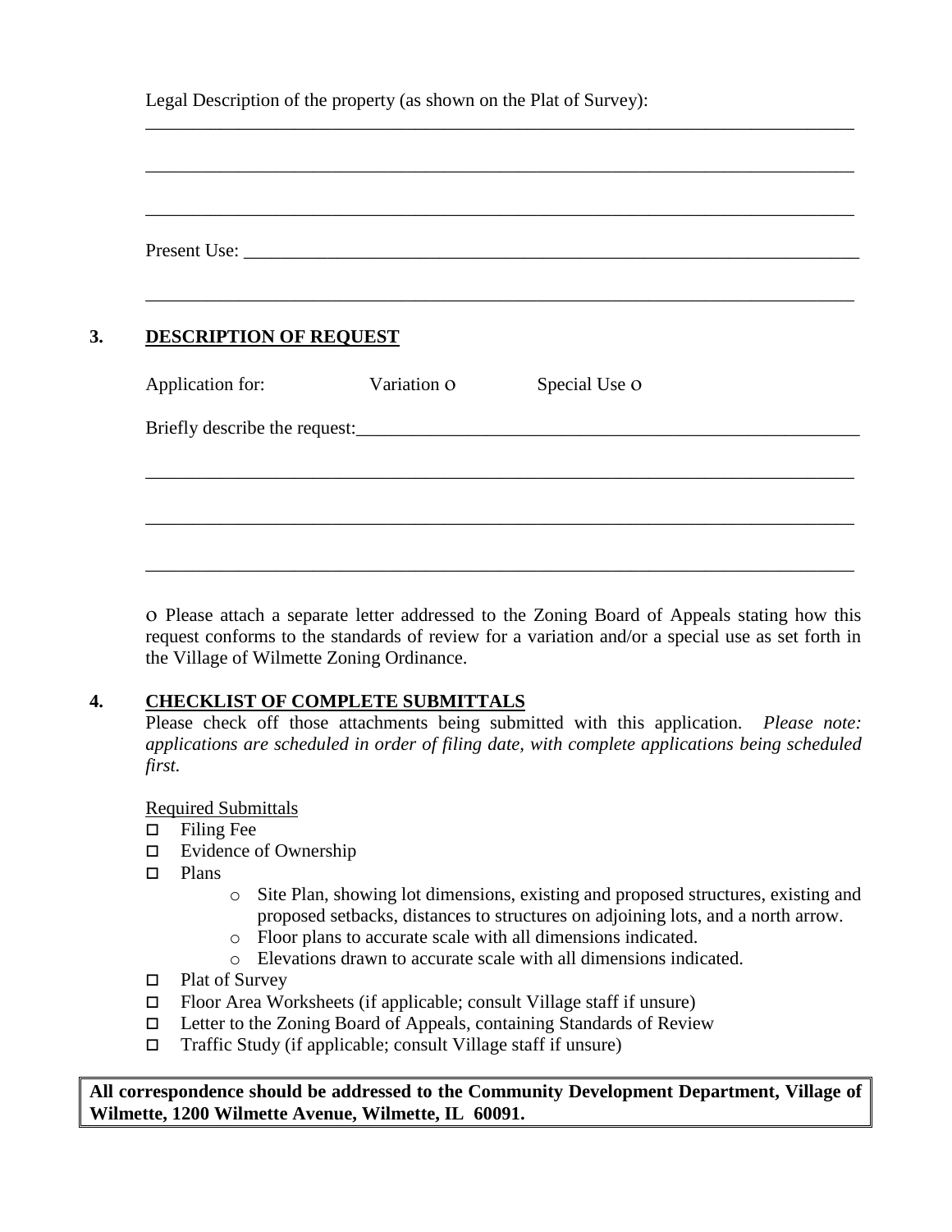Legal Description of the property (as shown on the Plat of Survey):

_______________________________________________________________________________

_______________________________________________________________________________

_______________________________________________________________________________

Present Use: ____________________________________________________________________

_______________________________________________________________________________

## 3. DESCRIPTION OF REQUEST

Application for: Variation o Special Use o

Briefly describe the request:_____________________________________________________

_______________________________________________________________________________

_______________________________________________________________________________

_______________________________________________________________________________

o Please attach a separate letter addressed to the Zoning Board of Appeals stating how this request conforms to the standards of review for a variation and/or a special use as set forth in the Village of Wilmette Zoning Ordinance.

## 4. CHECKLIST OF COMPLETE SUBMITTALS

Please check off those attachments being submitted with this application. *Please note: applications are scheduled in order of filing date, with complete applications being scheduled first.*

Required Submittals

- ☐ Filing Fee
- ☐ Evidence of Ownership
- ☐ Plans
  - o Site Plan, showing lot dimensions, existing and proposed structures, existing and proposed setbacks, distances to structures on adjoining lots, and a north arrow.
  - o Floor plans to accurate scale with all dimensions indicated.
  - o Elevations drawn to accurate scale with all dimensions indicated.
- ☐ Plat of Survey
- ☐ Floor Area Worksheets (if applicable; consult Village staff if unsure)
- ☐ Letter to the Zoning Board of Appeals, containing Standards of Review
- ☐ Traffic Study (if applicable; consult Village staff if unsure)

**All correspondence should be addressed to the Community Development Department, Village of Wilmette, 1200 Wilmette Avenue, Wilmette, IL 60091.**